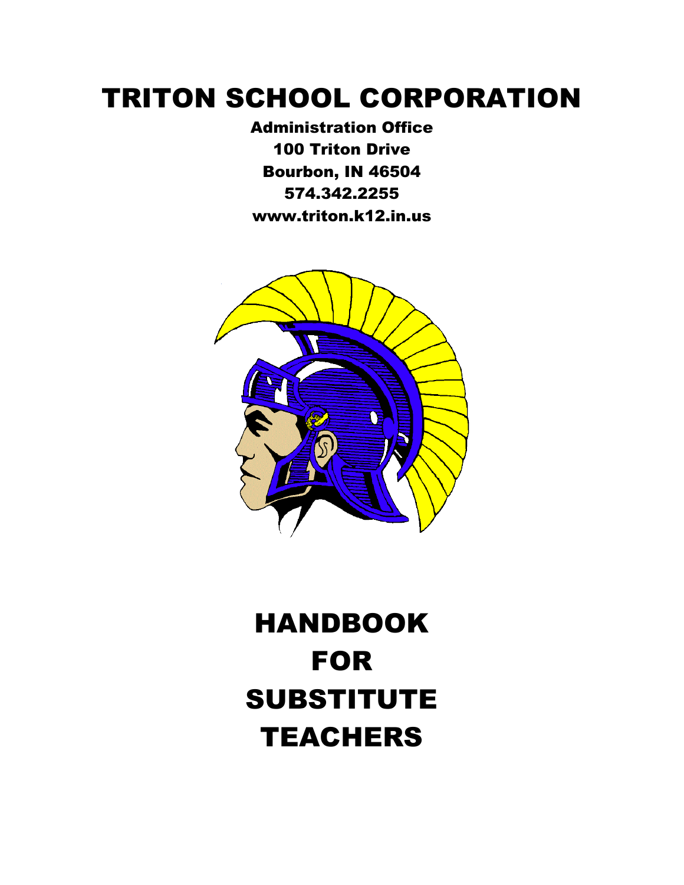# TRITON SCHOOL CORPORATION

**Administration Office**
**100 Triton Drive**
**Bourbon, IN 46504**
**574.342.2255**
**www.triton.k12.in.us**

# HANDBOOK FOR SUBSTITUTE TEACHERS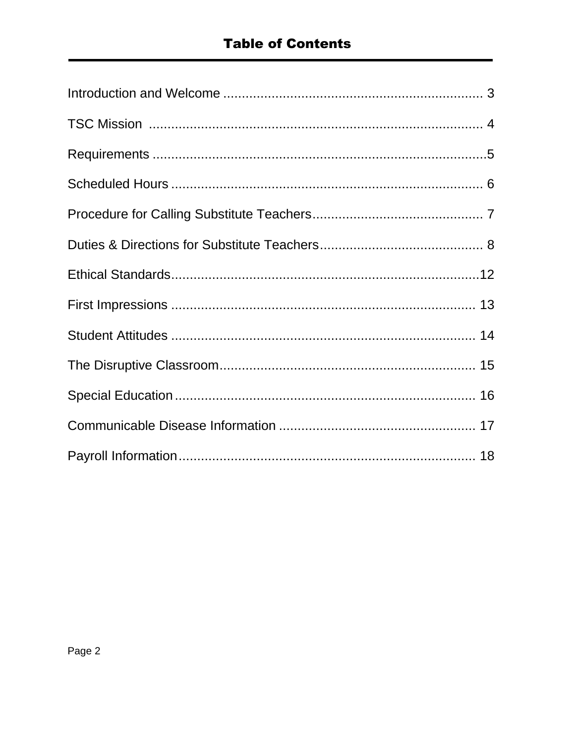# Table of Contents

Introduction and Welcome ..................................................................... 3

TSC Mission .......................................................................................... 4

Requirements .........................................................................................5

Scheduled Hours .................................................................................... 6

Procedure for Calling Substitute Teachers.............................................. 7

Duties & Directions for Substitute Teachers............................................ 8

Ethical Standards...................................................................................12

First Impressions .................................................................................. 13

Student Attitudes .................................................................................. 14

The Disruptive Classroom..................................................................... 15

Special Education ................................................................................. 16

Communicable Disease Information ..................................................... 17

Payroll Information................................................................................ 18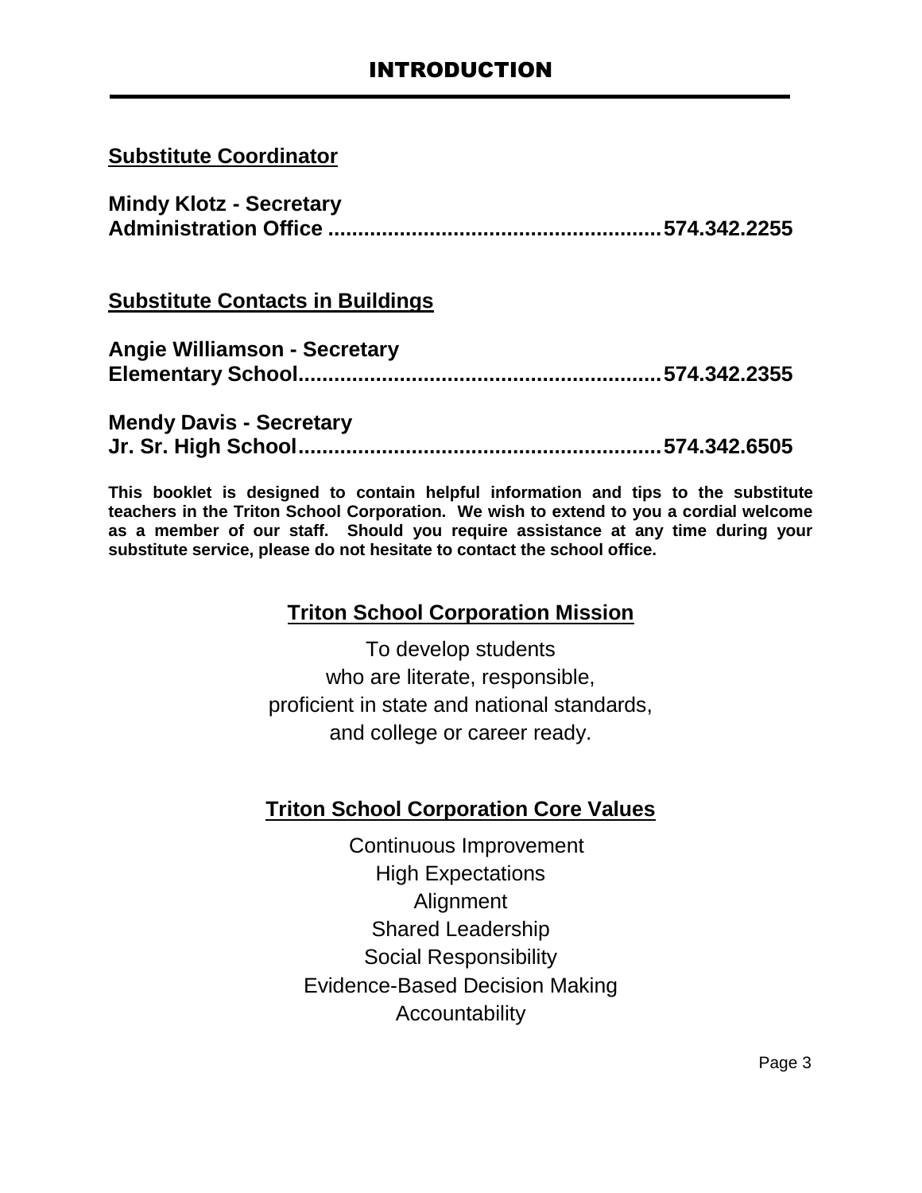# INTRODUCTION

**Substitute Coordinator**

**Mindy Klotz - Secretary**
**Administration Office .......................................................574.342.2255**

**Substitute Contacts in Buildings**

**Angie Williamson - Secretary**
**Elementary School............................................................574.342.2355**

**Mendy Davis - Secretary**
**Jr. Sr. High School.............................................................574.342.6505**

**This booklet is designed to contain helpful information and tips to the substitute teachers in the Triton School Corporation. We wish to extend to you a cordial welcome as a member of our staff. Should you require assistance at any time during your substitute service, please do not hesitate to contact the school office.**

**Triton School Corporation Mission**

To develop students
who are literate, responsible,
proficient in state and national standards,
and college or career ready.

**Triton School Corporation Core Values**

Continuous Improvement
High Expectations
Alignment
Shared Leadership
Social Responsibility
Evidence-Based Decision Making
Accountability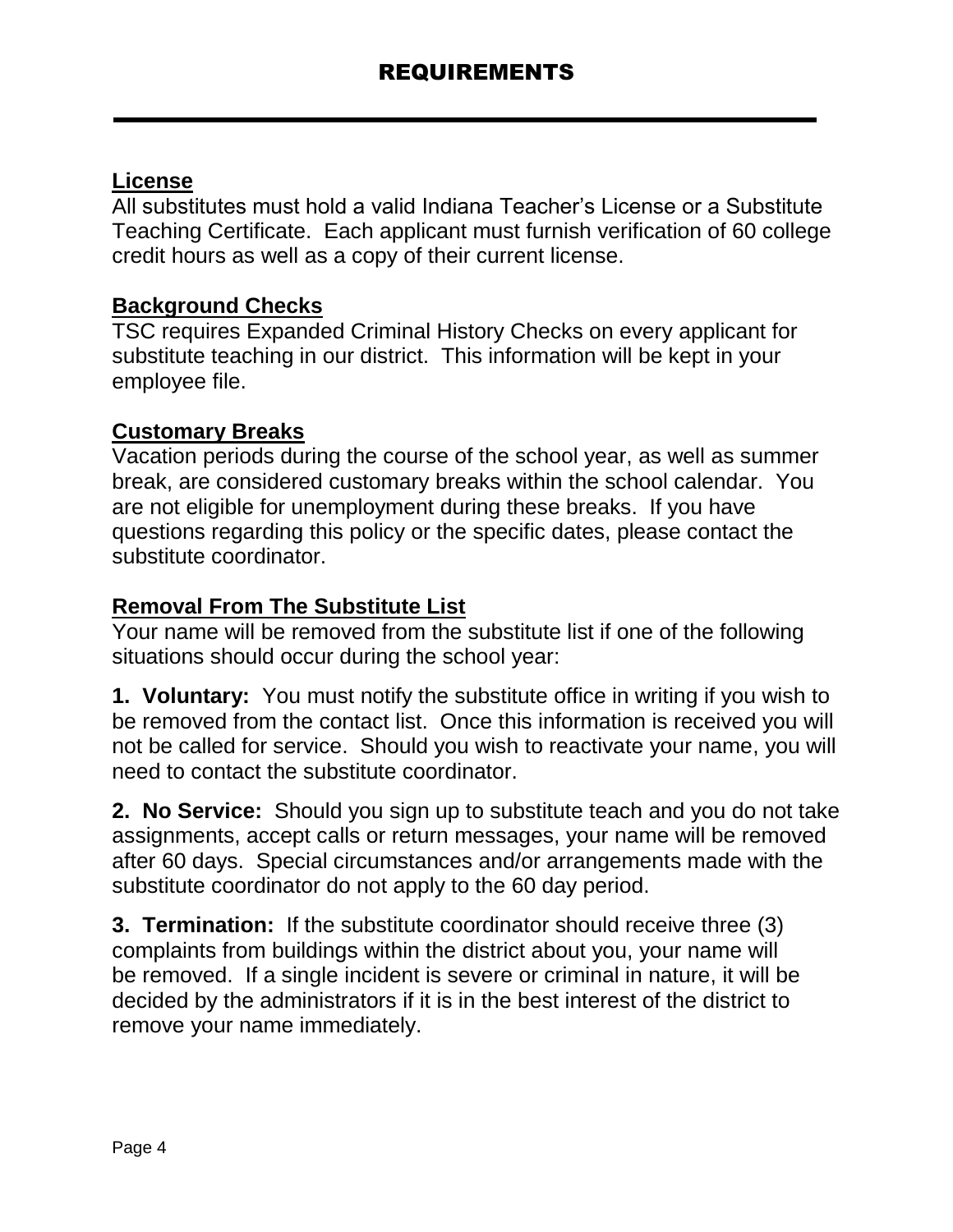# REQUIREMENTS

## License

All substitutes must hold a valid Indiana Teacher's License or a Substitute Teaching Certificate. Each applicant must furnish verification of 60 college credit hours as well as a copy of their current license.

## Background Checks

TSC requires Expanded Criminal History Checks on every applicant for substitute teaching in our district. This information will be kept in your employee file.

## Customary Breaks

Vacation periods during the course of the school year, as well as summer break, are considered customary breaks within the school calendar. You are not eligible for unemployment during these breaks. If you have questions regarding this policy or the specific dates, please contact the substitute coordinator.

## Removal From The Substitute List

Your name will be removed from the substitute list if one of the following situations should occur during the school year:

**1. Voluntary:** You must notify the substitute office in writing if you wish to be removed from the contact list. Once this information is received you will not be called for service. Should you wish to reactivate your name, you will need to contact the substitute coordinator.

**2. No Service:** Should you sign up to substitute teach and you do not take assignments, accept calls or return messages, your name will be removed after 60 days. Special circumstances and/or arrangements made with the substitute coordinator do not apply to the 60 day period.

**3. Termination:** If the substitute coordinator should receive three (3) complaints from buildings within the district about you, your name will be removed. If a single incident is severe or criminal in nature, it will be decided by the administrators if it is in the best interest of the district to remove your name immediately.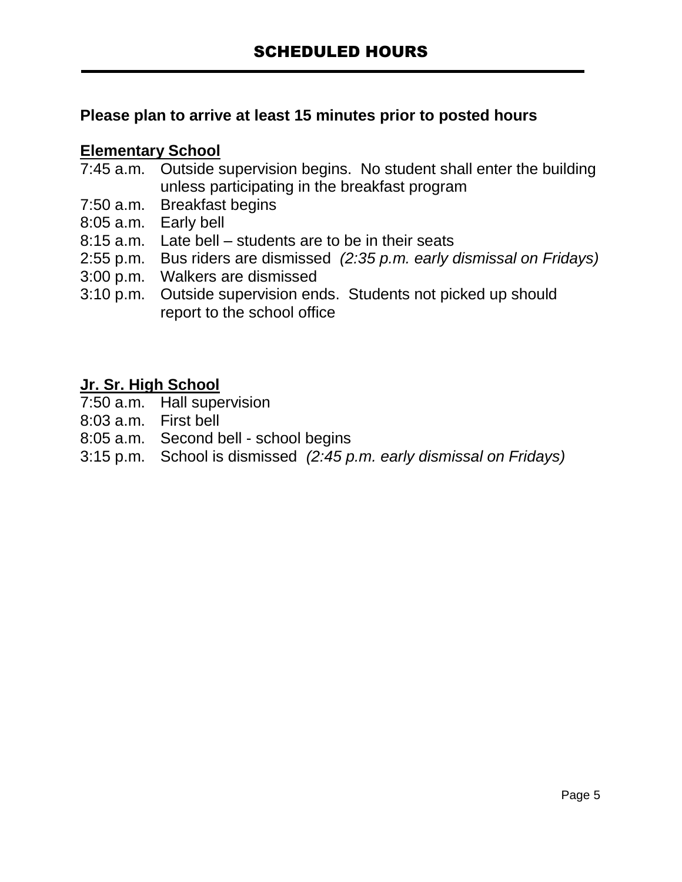# SCHEDULED HOURS

**Please plan to arrive at least 15 minutes prior to posted hours**

**Elementary School**

7:45 a.m. Outside supervision begins. No student shall enter the building unless participating in the breakfast program
7:50 a.m. Breakfast begins
8:05 a.m. Early bell
8:15 a.m. Late bell – students are to be in their seats
2:55 p.m. Bus riders are dismissed *(2:35 p.m. early dismissal on Fridays)*
3:00 p.m. Walkers are dismissed
3:10 p.m. Outside supervision ends. Students not picked up should report to the school office

**Jr. Sr. High School**

7:50 a.m. Hall supervision
8:03 a.m. First bell
8:05 a.m. Second bell - school begins
3:15 p.m. School is dismissed *(2:45 p.m. early dismissal on Fridays)*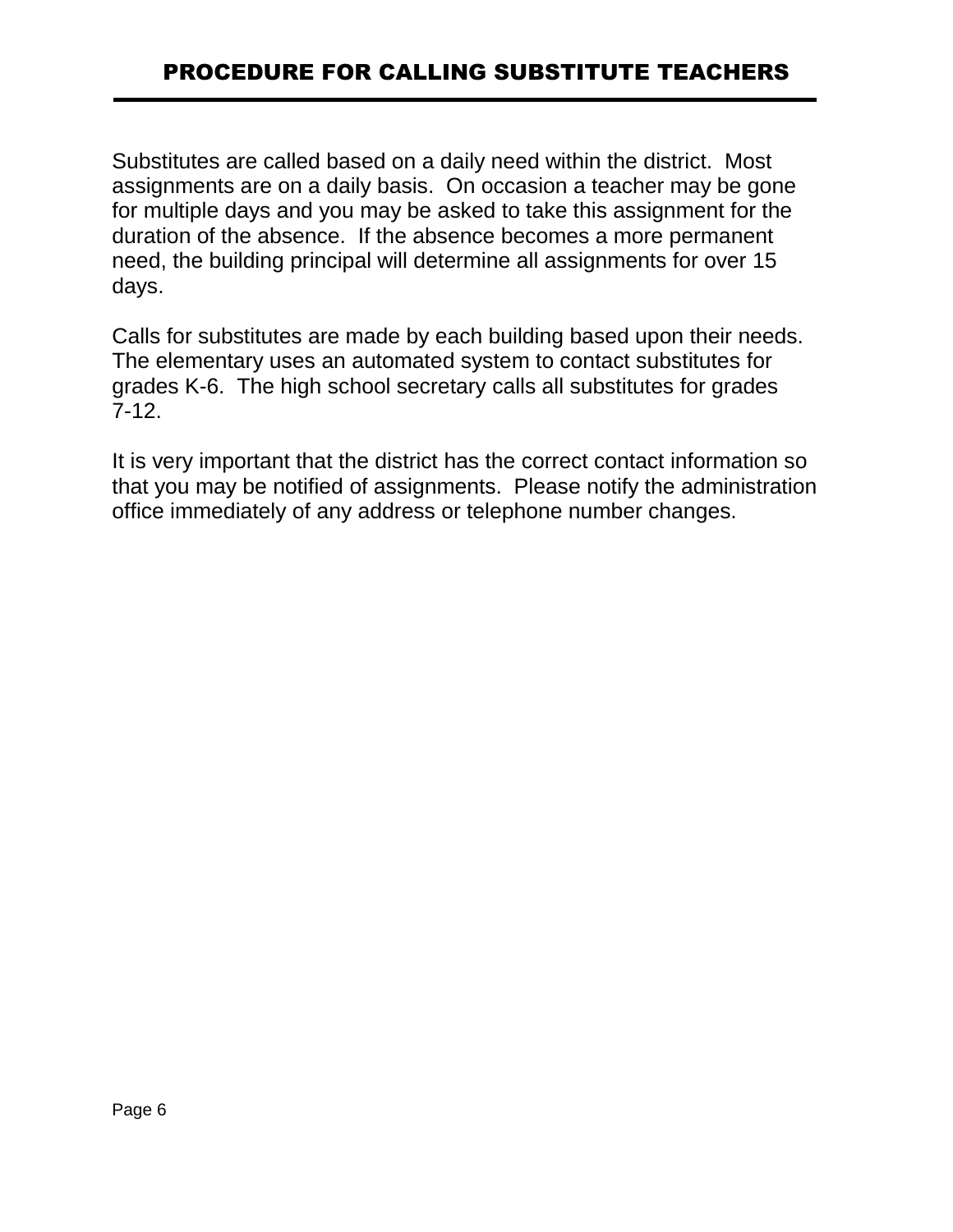# PROCEDURE FOR CALLING SUBSTITUTE TEACHERS

Substitutes are called based on a daily need within the district. Most assignments are on a daily basis. On occasion a teacher may be gone for multiple days and you may be asked to take this assignment for the duration of the absence. If the absence becomes a more permanent need, the building principal will determine all assignments for over 15 days.

Calls for substitutes are made by each building based upon their needs. The elementary uses an automated system to contact substitutes for grades K-6. The high school secretary calls all substitutes for grades 7-12.

It is very important that the district has the correct contact information so that you may be notified of assignments. Please notify the administration office immediately of any address or telephone number changes.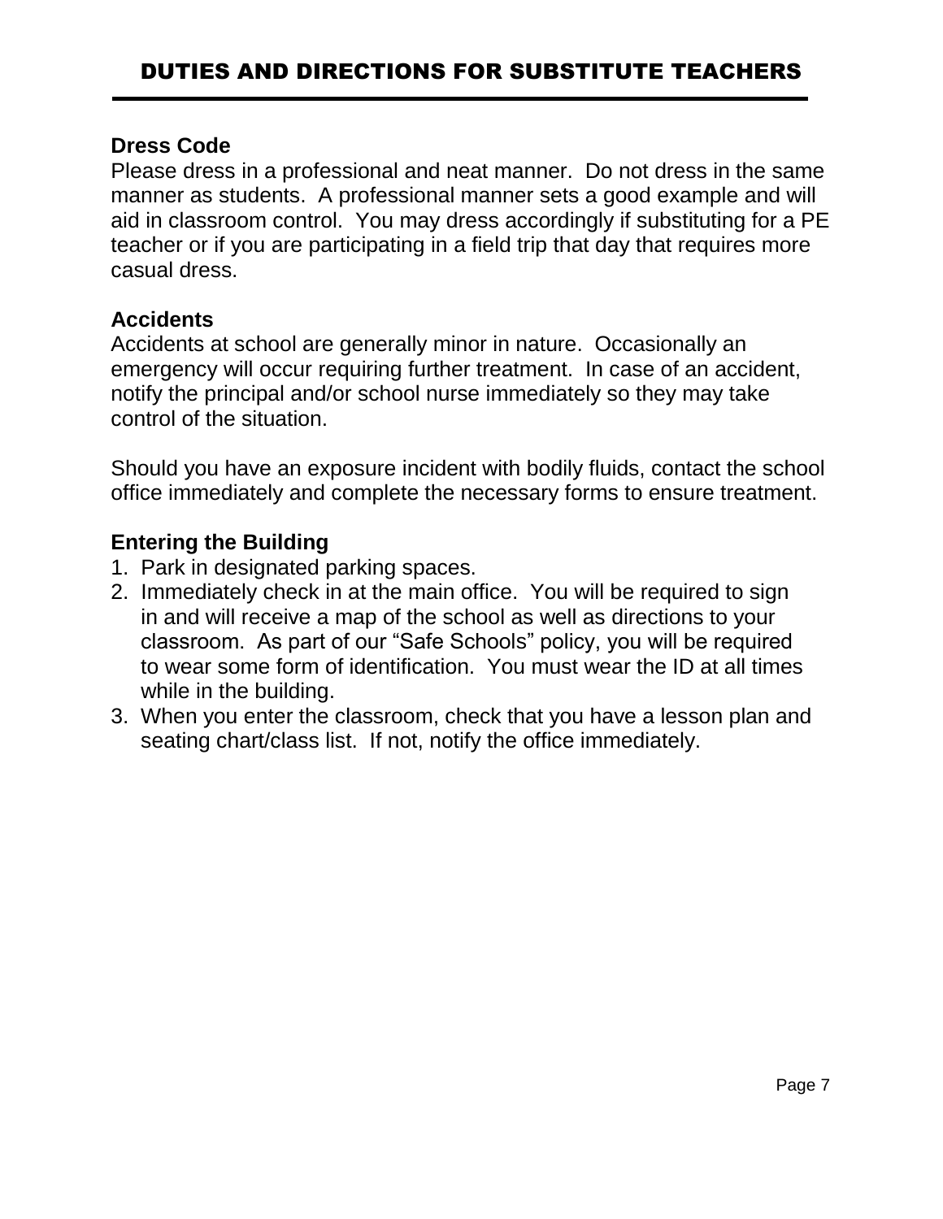# DUTIES AND DIRECTIONS FOR SUBSTITUTE TEACHERS

**Dress Code**

Please dress in a professional and neat manner. Do not dress in the same manner as students. A professional manner sets a good example and will aid in classroom control. You may dress accordingly if substituting for a PE teacher or if you are participating in a field trip that day that requires more casual dress.

**Accidents**

Accidents at school are generally minor in nature. Occasionally an emergency will occur requiring further treatment. In case of an accident, notify the principal and/or school nurse immediately so they may take control of the situation.

Should you have an exposure incident with bodily fluids, contact the school office immediately and complete the necessary forms to ensure treatment.

**Entering the Building**

1. Park in designated parking spaces.
2. Immediately check in at the main office. You will be required to sign in and will receive a map of the school as well as directions to your classroom. As part of our "Safe Schools" policy, you will be required to wear some form of identification. You must wear the ID at all times while in the building.
3. When you enter the classroom, check that you have a lesson plan and seating chart/class list. If not, notify the office immediately.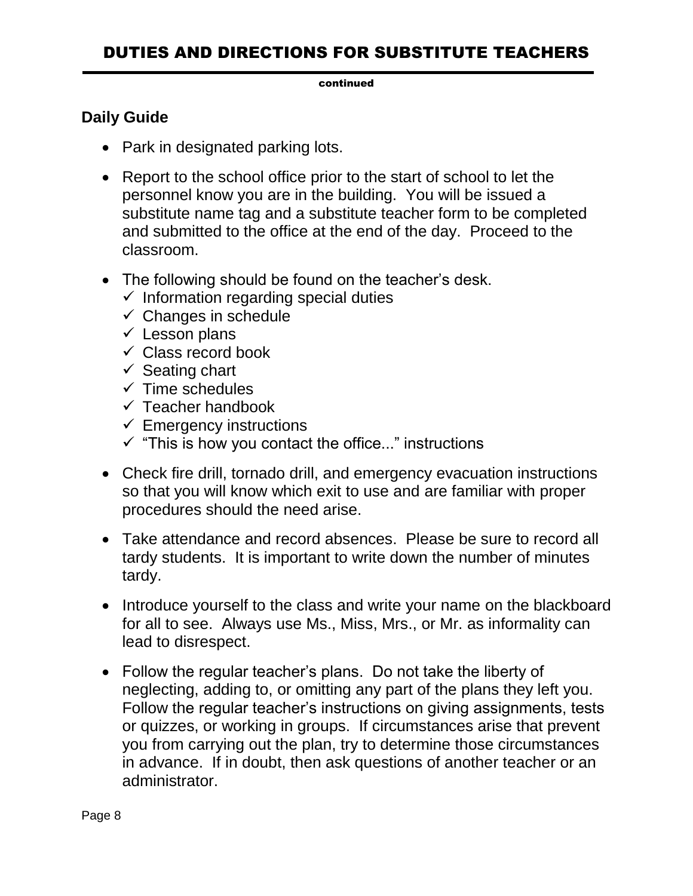# DUTIES AND DIRECTIONS FOR SUBSTITUTE TEACHERS

continued

## Daily Guide

- Park in designated parking lots.
- Report to the school office prior to the start of school to let the personnel know you are in the building. You will be issued a substitute name tag and a substitute teacher form to be completed and submitted to the office at the end of the day. Proceed to the classroom.
- The following should be found on the teacher's desk.
  - ✓ Information regarding special duties
  - ✓ Changes in schedule
  - ✓ Lesson plans
  - ✓ Class record book
  - ✓ Seating chart
  - ✓ Time schedules
  - ✓ Teacher handbook
  - ✓ Emergency instructions
  - ✓ "This is how you contact the office..." instructions
- Check fire drill, tornado drill, and emergency evacuation instructions so that you will know which exit to use and are familiar with proper procedures should the need arise.
- Take attendance and record absences. Please be sure to record all tardy students. It is important to write down the number of minutes tardy.
- Introduce yourself to the class and write your name on the blackboard for all to see. Always use Ms., Miss, Mrs., or Mr. as informality can lead to disrespect.
- Follow the regular teacher's plans. Do not take the liberty of neglecting, adding to, or omitting any part of the plans they left you. Follow the regular teacher's instructions on giving assignments, tests or quizzes, or working in groups. If circumstances arise that prevent you from carrying out the plan, try to determine those circumstances in advance. If in doubt, then ask questions of another teacher or an administrator.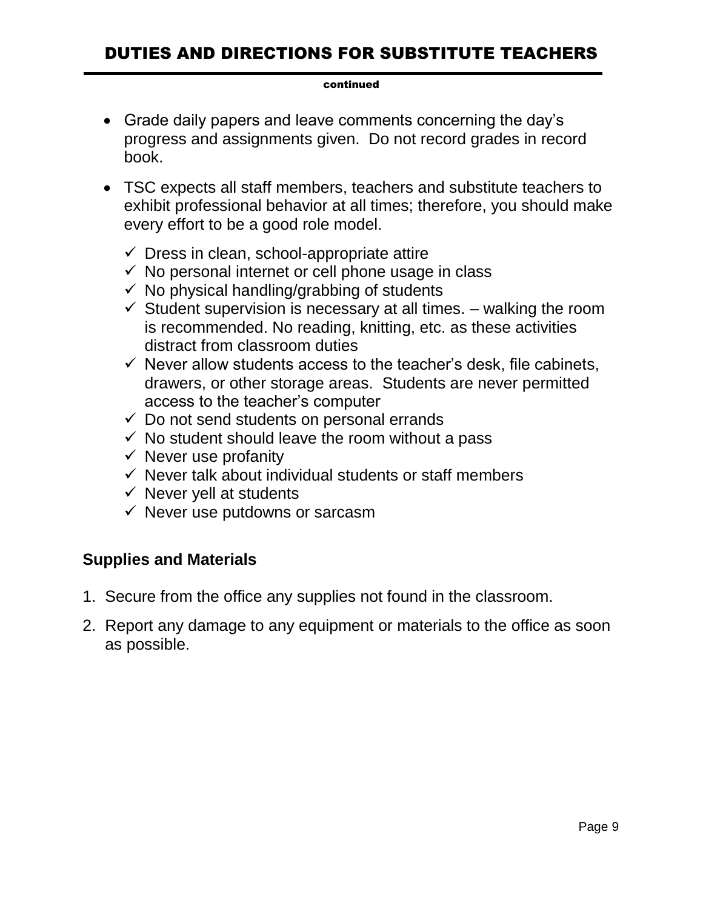# DUTIES AND DIRECTIONS FOR SUBSTITUTE TEACHERS

continued

- Grade daily papers and leave comments concerning the day's progress and assignments given. Do not record grades in record book.
- TSC expects all staff members, teachers and substitute teachers to exhibit professional behavior at all times; therefore, you should make every effort to be a good role model.
  - ✓ Dress in clean, school-appropriate attire
  - ✓ No personal internet or cell phone usage in class
  - ✓ No physical handling/grabbing of students
  - ✓ Student supervision is necessary at all times. – walking the room is recommended. No reading, knitting, etc. as these activities distract from classroom duties
  - ✓ Never allow students access to the teacher's desk, file cabinets, drawers, or other storage areas. Students are never permitted access to the teacher's computer
  - ✓ Do not send students on personal errands
  - ✓ No student should leave the room without a pass
  - ✓ Never use profanity
  - ✓ Never talk about individual students or staff members
  - ✓ Never yell at students
  - ✓ Never use putdowns or sarcasm

**Supplies and Materials**

1. Secure from the office any supplies not found in the classroom.
2. Report any damage to any equipment or materials to the office as soon as possible.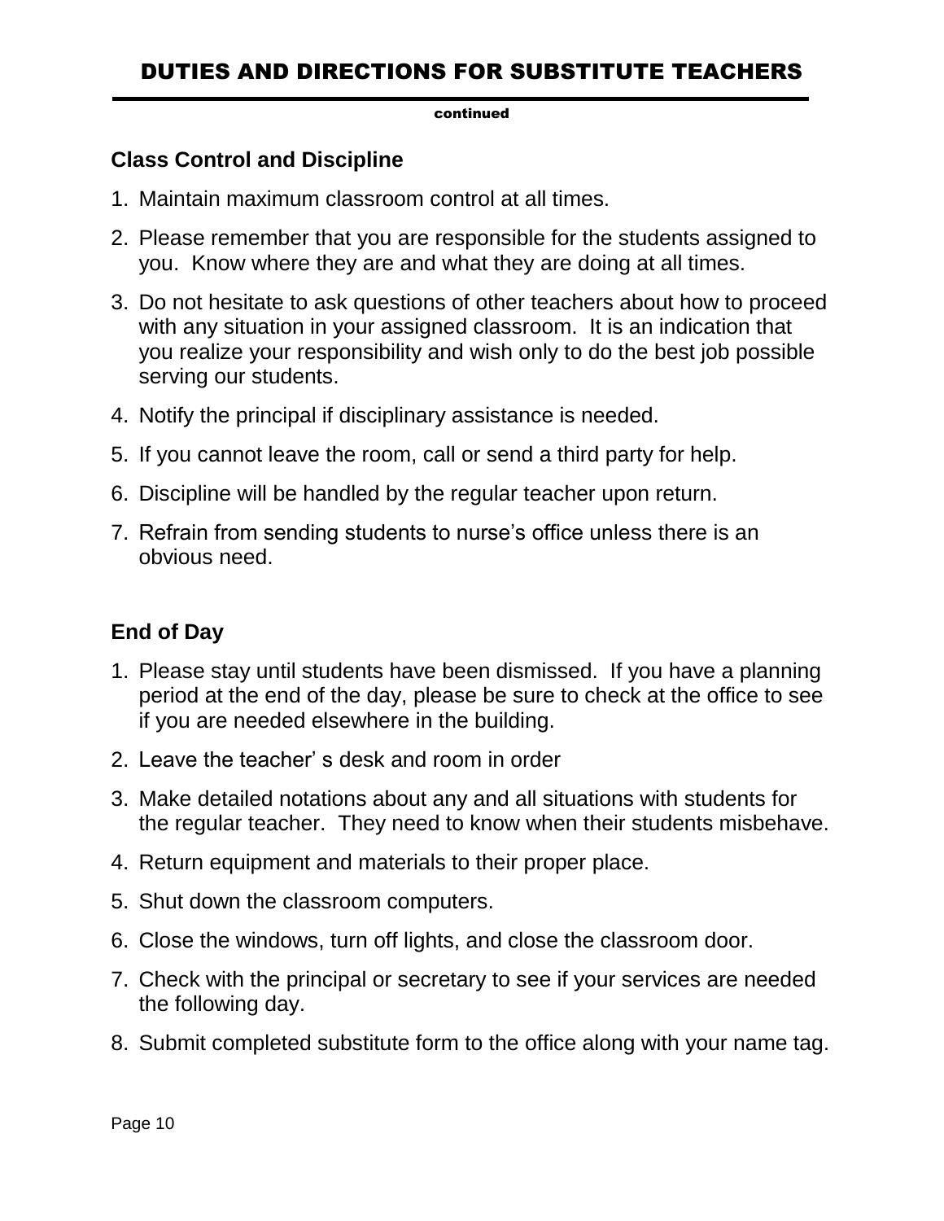## DUTIES AND DIRECTIONS FOR SUBSTITUTE TEACHERS

continued

### Class Control and Discipline

1. Maintain maximum classroom control at all times.
2. Please remember that you are responsible for the students assigned to you. Know where they are and what they are doing at all times.
3. Do not hesitate to ask questions of other teachers about how to proceed with any situation in your assigned classroom. It is an indication that you realize your responsibility and wish only to do the best job possible serving our students.
4. Notify the principal if disciplinary assistance is needed.
5. If you cannot leave the room, call or send a third party for help.
6. Discipline will be handled by the regular teacher upon return.
7. Refrain from sending students to nurse's office unless there is an obvious need.

### End of Day

1. Please stay until students have been dismissed. If you have a planning period at the end of the day, please be sure to check at the office to see if you are needed elsewhere in the building.
2. Leave the teacher' s desk and room in order
3. Make detailed notations about any and all situations with students for the regular teacher. They need to know when their students misbehave.
4. Return equipment and materials to their proper place.
5. Shut down the classroom computers.
6. Close the windows, turn off lights, and close the classroom door.
7. Check with the principal or secretary to see if your services are needed the following day.
8. Submit completed substitute form to the office along with your name tag.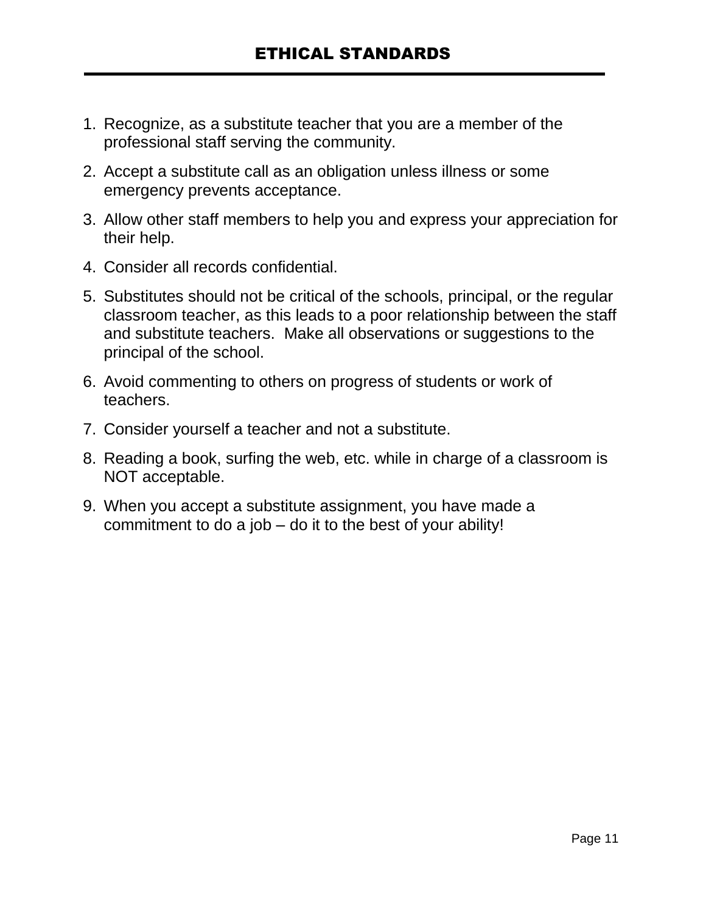# ETHICAL STANDARDS

1. Recognize, as a substitute teacher that you are a member of the professional staff serving the community.
2. Accept a substitute call as an obligation unless illness or some emergency prevents acceptance.
3. Allow other staff members to help you and express your appreciation for their help.
4. Consider all records confidential.
5. Substitutes should not be critical of the schools, principal, or the regular classroom teacher, as this leads to a poor relationship between the staff and substitute teachers. Make all observations or suggestions to the principal of the school.
6. Avoid commenting to others on progress of students or work of teachers.
7. Consider yourself a teacher and not a substitute.
8. Reading a book, surfing the web, etc. while in charge of a classroom is NOT acceptable.
9. When you accept a substitute assignment, you have made a commitment to do a job – do it to the best of your ability!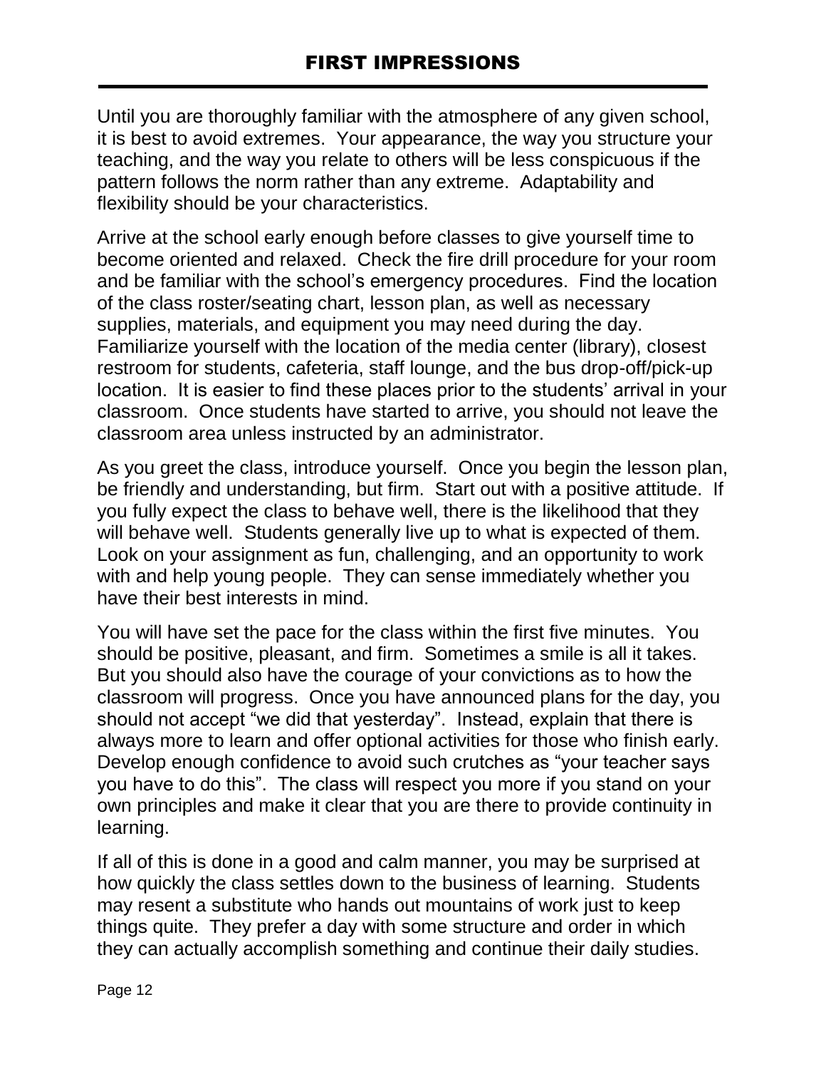# FIRST IMPRESSIONS

Until you are thoroughly familiar with the atmosphere of any given school, it is best to avoid extremes. Your appearance, the way you structure your teaching, and the way you relate to others will be less conspicuous if the pattern follows the norm rather than any extreme. Adaptability and flexibility should be your characteristics.

Arrive at the school early enough before classes to give yourself time to become oriented and relaxed. Check the fire drill procedure for your room and be familiar with the school's emergency procedures. Find the location of the class roster/seating chart, lesson plan, as well as necessary supplies, materials, and equipment you may need during the day. Familiarize yourself with the location of the media center (library), closest restroom for students, cafeteria, staff lounge, and the bus drop-off/pick-up location. It is easier to find these places prior to the students' arrival in your classroom. Once students have started to arrive, you should not leave the classroom area unless instructed by an administrator.

As you greet the class, introduce yourself. Once you begin the lesson plan, be friendly and understanding, but firm. Start out with a positive attitude. If you fully expect the class to behave well, there is the likelihood that they will behave well. Students generally live up to what is expected of them. Look on your assignment as fun, challenging, and an opportunity to work with and help young people. They can sense immediately whether you have their best interests in mind.

You will have set the pace for the class within the first five minutes. You should be positive, pleasant, and firm. Sometimes a smile is all it takes. But you should also have the courage of your convictions as to how the classroom will progress. Once you have announced plans for the day, you should not accept "we did that yesterday". Instead, explain that there is always more to learn and offer optional activities for those who finish early. Develop enough confidence to avoid such crutches as "your teacher says you have to do this". The class will respect you more if you stand on your own principles and make it clear that you are there to provide continuity in learning.

If all of this is done in a good and calm manner, you may be surprised at how quickly the class settles down to the business of learning. Students may resent a substitute who hands out mountains of work just to keep things quite. They prefer a day with some structure and order in which they can actually accomplish something and continue their daily studies.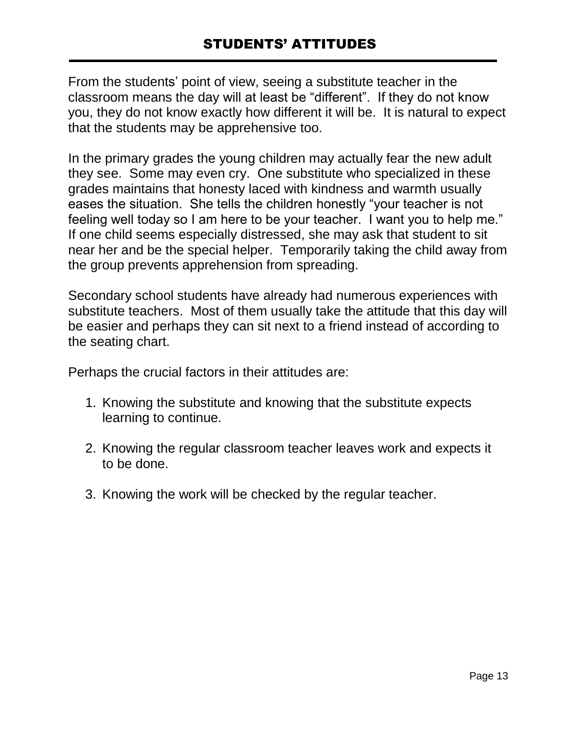# STUDENTS' ATTITUDES

From the students' point of view, seeing a substitute teacher in the classroom means the day will at least be "different". If they do not know you, they do not know exactly how different it will be. It is natural to expect that the students may be apprehensive too.

In the primary grades the young children may actually fear the new adult they see. Some may even cry. One substitute who specialized in these grades maintains that honesty laced with kindness and warmth usually eases the situation. She tells the children honestly "your teacher is not feeling well today so I am here to be your teacher. I want you to help me." If one child seems especially distressed, she may ask that student to sit near her and be the special helper. Temporarily taking the child away from the group prevents apprehension from spreading.

Secondary school students have already had numerous experiences with substitute teachers. Most of them usually take the attitude that this day will be easier and perhaps they can sit next to a friend instead of according to the seating chart.

Perhaps the crucial factors in their attitudes are:

1. Knowing the substitute and knowing that the substitute expects learning to continue.
2. Knowing the regular classroom teacher leaves work and expects it to be done.
3. Knowing the work will be checked by the regular teacher.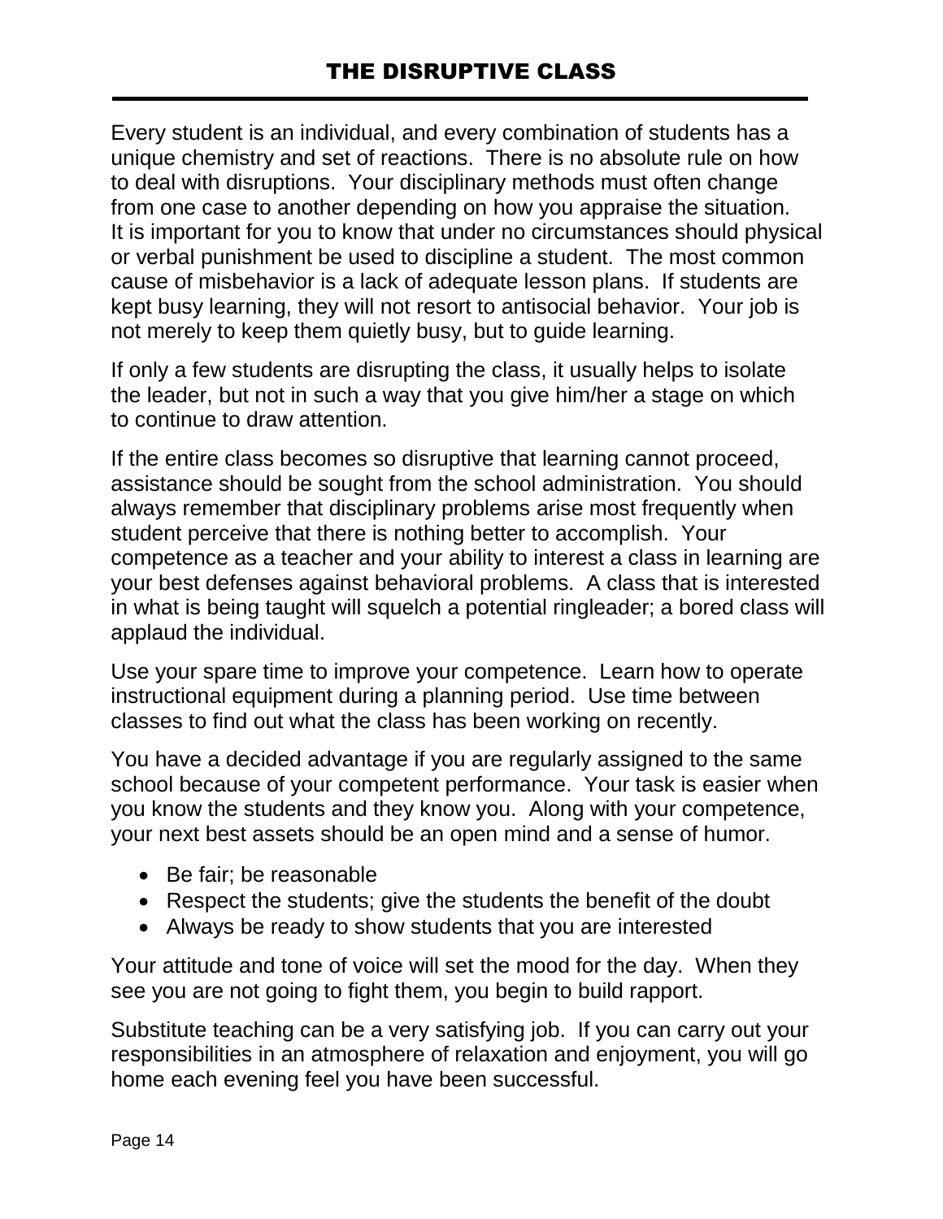# THE DISRUPTIVE CLASS

Every student is an individual, and every combination of students has a unique chemistry and set of reactions. There is no absolute rule on how to deal with disruptions. Your disciplinary methods must often change from one case to another depending on how you appraise the situation. It is important for you to know that under no circumstances should physical or verbal punishment be used to discipline a student. The most common cause of misbehavior is a lack of adequate lesson plans. If students are kept busy learning, they will not resort to antisocial behavior. Your job is not merely to keep them quietly busy, but to guide learning.

If only a few students are disrupting the class, it usually helps to isolate the leader, but not in such a way that you give him/her a stage on which to continue to draw attention.

If the entire class becomes so disruptive that learning cannot proceed, assistance should be sought from the school administration. You should always remember that disciplinary problems arise most frequently when student perceive that there is nothing better to accomplish. Your competence as a teacher and your ability to interest a class in learning are your best defenses against behavioral problems. A class that is interested in what is being taught will squelch a potential ringleader; a bored class will applaud the individual.

Use your spare time to improve your competence. Learn how to operate instructional equipment during a planning period. Use time between classes to find out what the class has been working on recently.

You have a decided advantage if you are regularly assigned to the same school because of your competent performance. Your task is easier when you know the students and they know you. Along with your competence, your next best assets should be an open mind and a sense of humor.

- Be fair; be reasonable
- Respect the students; give the students the benefit of the doubt
- Always be ready to show students that you are interested

Your attitude and tone of voice will set the mood for the day. When they see you are not going to fight them, you begin to build rapport.

Substitute teaching can be a very satisfying job. If you can carry out your responsibilities in an atmosphere of relaxation and enjoyment, you will go home each evening feel you have been successful.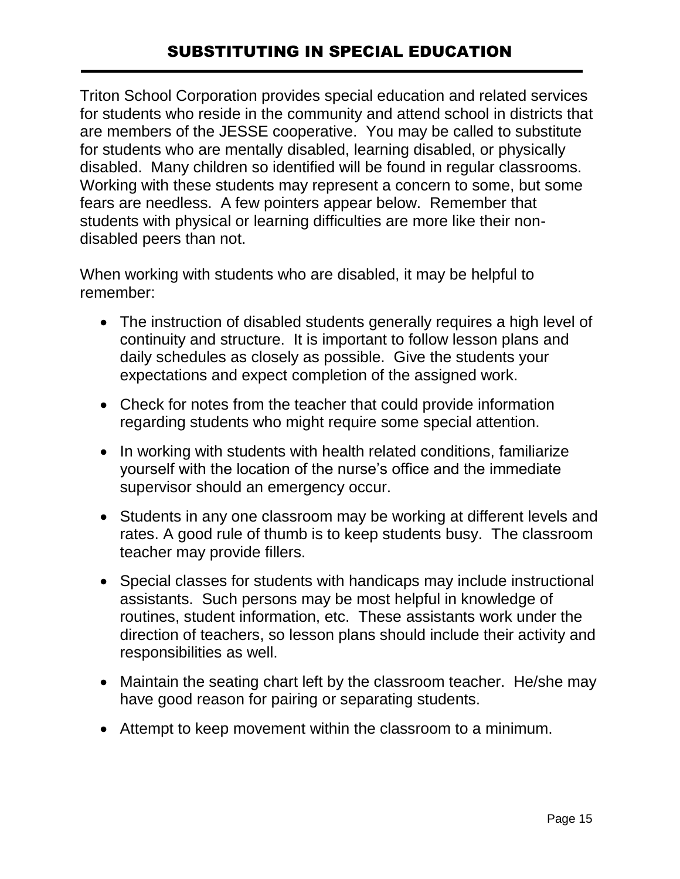# SUBSTITUTING IN SPECIAL EDUCATION

Triton School Corporation provides special education and related services for students who reside in the community and attend school in districts that are members of the JESSE cooperative. You may be called to substitute for students who are mentally disabled, learning disabled, or physically disabled. Many children so identified will be found in regular classrooms. Working with these students may represent a concern to some, but some fears are needless. A few pointers appear below. Remember that students with physical or learning difficulties are more like their non-disabled peers than not.

When working with students who are disabled, it may be helpful to remember:

- The instruction of disabled students generally requires a high level of continuity and structure. It is important to follow lesson plans and daily schedules as closely as possible. Give the students your expectations and expect completion of the assigned work.
- Check for notes from the teacher that could provide information regarding students who might require some special attention.
- In working with students with health related conditions, familiarize yourself with the location of the nurse's office and the immediate supervisor should an emergency occur.
- Students in any one classroom may be working at different levels and rates. A good rule of thumb is to keep students busy. The classroom teacher may provide fillers.
- Special classes for students with handicaps may include instructional assistants. Such persons may be most helpful in knowledge of routines, student information, etc. These assistants work under the direction of teachers, so lesson plans should include their activity and responsibilities as well.
- Maintain the seating chart left by the classroom teacher. He/she may have good reason for pairing or separating students.
- Attempt to keep movement within the classroom to a minimum.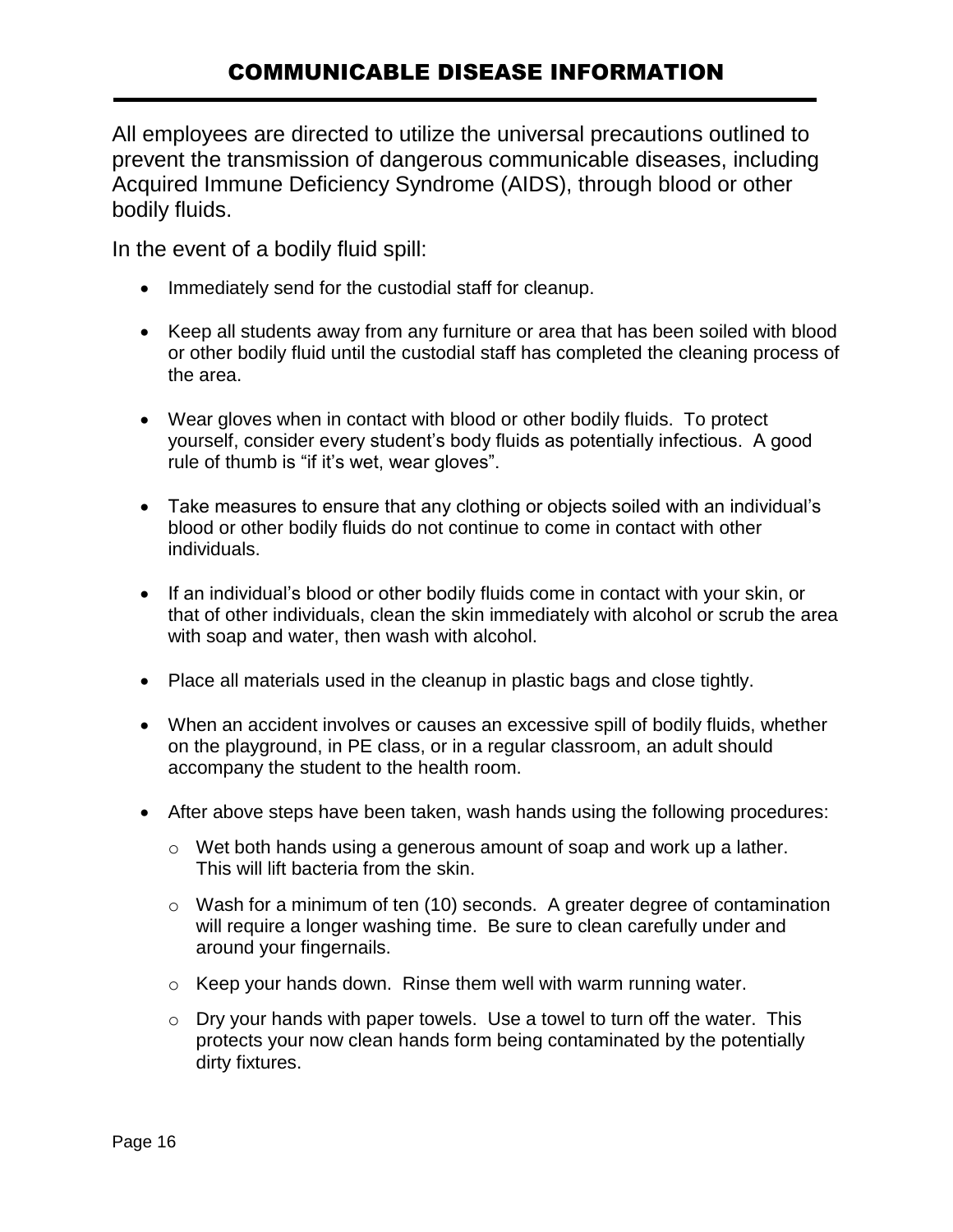## COMMUNICABLE DISEASE INFORMATION

All employees are directed to utilize the universal precautions outlined to prevent the transmission of dangerous communicable diseases, including Acquired Immune Deficiency Syndrome (AIDS), through blood or other bodily fluids.

In the event of a bodily fluid spill:

- Immediately send for the custodial staff for cleanup.
- Keep all students away from any furniture or area that has been soiled with blood or other bodily fluid until the custodial staff has completed the cleaning process of the area.
- Wear gloves when in contact with blood or other bodily fluids. To protect yourself, consider every student's body fluids as potentially infectious. A good rule of thumb is "if it's wet, wear gloves".
- Take measures to ensure that any clothing or objects soiled with an individual's blood or other bodily fluids do not continue to come in contact with other individuals.
- If an individual's blood or other bodily fluids come in contact with your skin, or that of other individuals, clean the skin immediately with alcohol or scrub the area with soap and water, then wash with alcohol.
- Place all materials used in the cleanup in plastic bags and close tightly.
- When an accident involves or causes an excessive spill of bodily fluids, whether on the playground, in PE class, or in a regular classroom, an adult should accompany the student to the health room.
- After above steps have been taken, wash hands using the following procedures:
  - Wet both hands using a generous amount of soap and work up a lather. This will lift bacteria from the skin.
  - Wash for a minimum of ten (10) seconds. A greater degree of contamination will require a longer washing time. Be sure to clean carefully under and around your fingernails.
  - Keep your hands down. Rinse them well with warm running water.
  - Dry your hands with paper towels. Use a towel to turn off the water. This protects your now clean hands form being contaminated by the potentially dirty fixtures.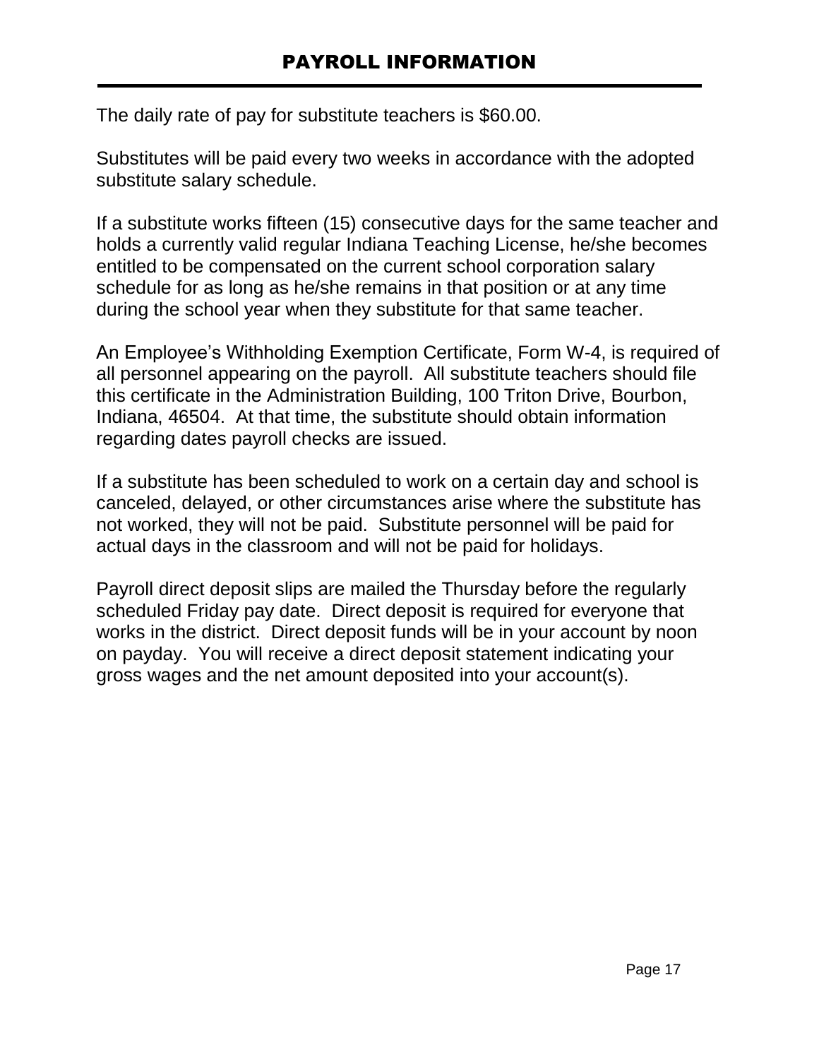# PAYROLL INFORMATION

The daily rate of pay for substitute teachers is $60.00.

Substitutes will be paid every two weeks in accordance with the adopted substitute salary schedule.

If a substitute works fifteen (15) consecutive days for the same teacher and holds a currently valid regular Indiana Teaching License, he/she becomes entitled to be compensated on the current school corporation salary schedule for as long as he/she remains in that position or at any time during the school year when they substitute for that same teacher.

An Employee's Withholding Exemption Certificate, Form W-4, is required of all personnel appearing on the payroll. All substitute teachers should file this certificate in the Administration Building, 100 Triton Drive, Bourbon, Indiana, 46504. At that time, the substitute should obtain information regarding dates payroll checks are issued.

If a substitute has been scheduled to work on a certain day and school is canceled, delayed, or other circumstances arise where the substitute has not worked, they will not be paid. Substitute personnel will be paid for actual days in the classroom and will not be paid for holidays.

Payroll direct deposit slips are mailed the Thursday before the regularly scheduled Friday pay date. Direct deposit is required for everyone that works in the district. Direct deposit funds will be in your account by noon on payday. You will receive a direct deposit statement indicating your gross wages and the net amount deposited into your account(s).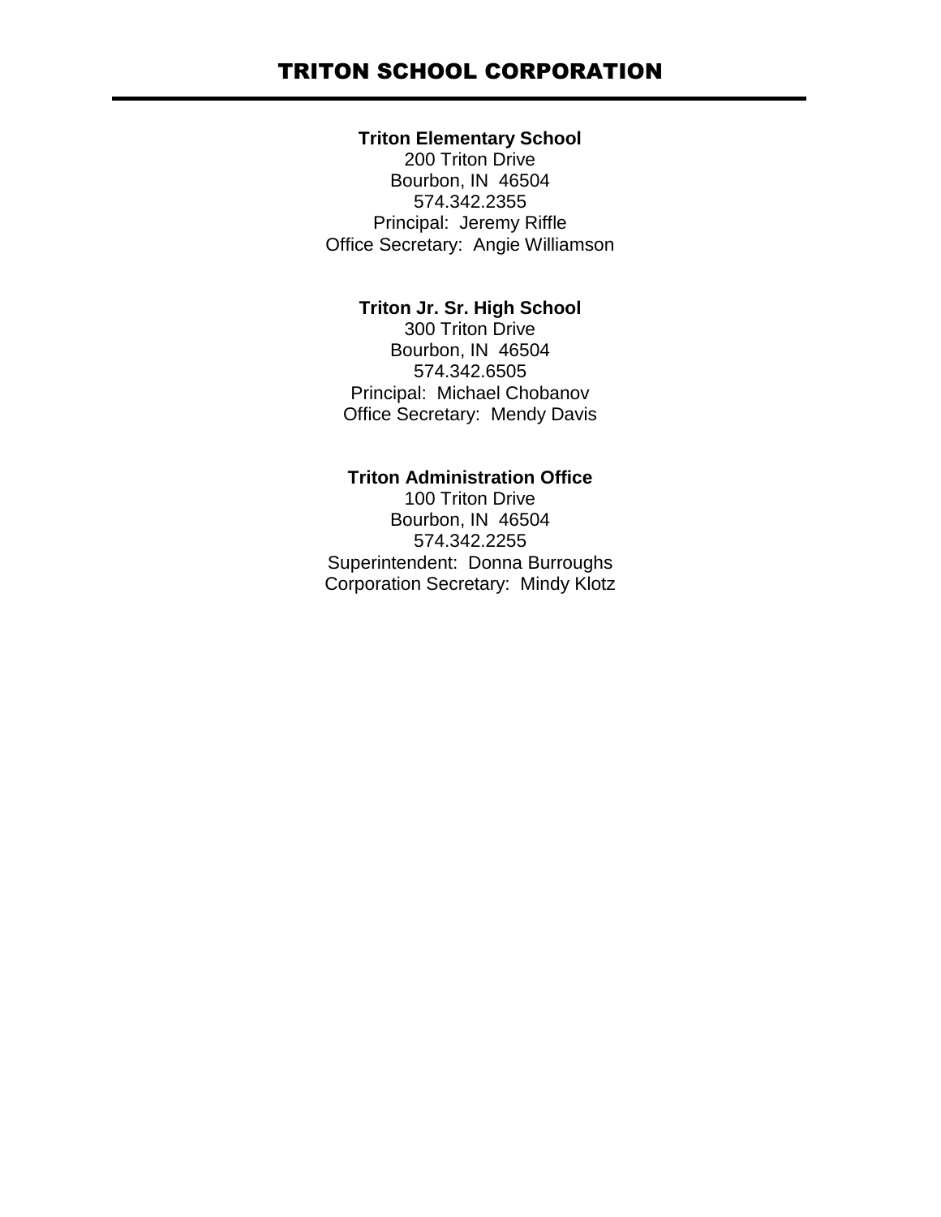# TRITON SCHOOL CORPORATION

**Triton Elementary School**
200 Triton Drive
Bourbon, IN 46504
574.342.2355
Principal: Jeremy Riffle
Office Secretary: Angie Williamson

**Triton Jr. Sr. High School**
300 Triton Drive
Bourbon, IN 46504
574.342.6505
Principal: Michael Chobanov
Office Secretary: Mendy Davis

**Triton Administration Office**
100 Triton Drive
Bourbon, IN 46504
574.342.2255
Superintendent: Donna Burroughs
Corporation Secretary: Mindy Klotz